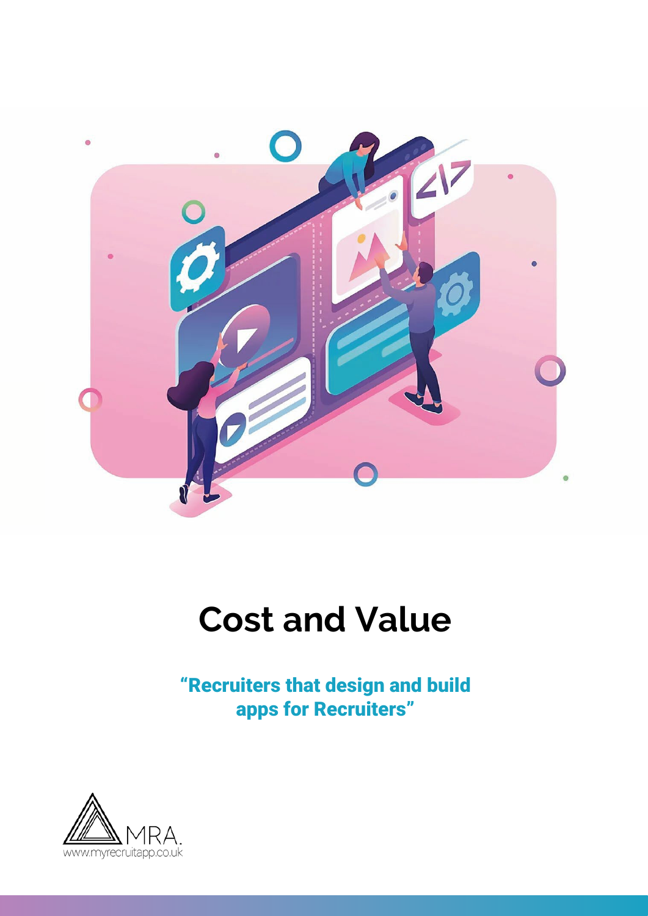# Cost and Value

**"Recruiters that design and build apps for Recruiters"**

MRA.
www.myrecruitapp.co.uk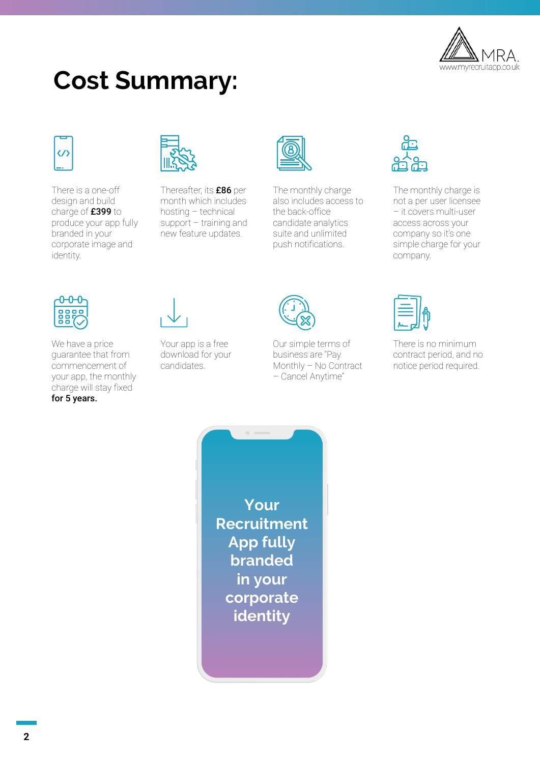# Cost Summary:

There is a one-off design and build charge of **£399** to produce your app fully branded in your corporate image and identity.

Thereafter, its **£86** per month which includes hosting – technical support – training and new feature updates.

The monthly charge also includes access to the back-office candidate analytics suite and unlimited push notifications.

The monthly charge is not a per user licensee – it covers multi-user access across your company so it's one simple charge for your company.

We have a price guarantee that from commencement of your app, the monthly charge will stay fixed **for 5 years.**

Your app is a free download for your candidates.

Our simple terms of business are "Pay Monthly – No Contract – Cancel Anytime"

There is no minimum contract period, and no notice period required.

**Your Recruitment App fully branded in your corporate identity**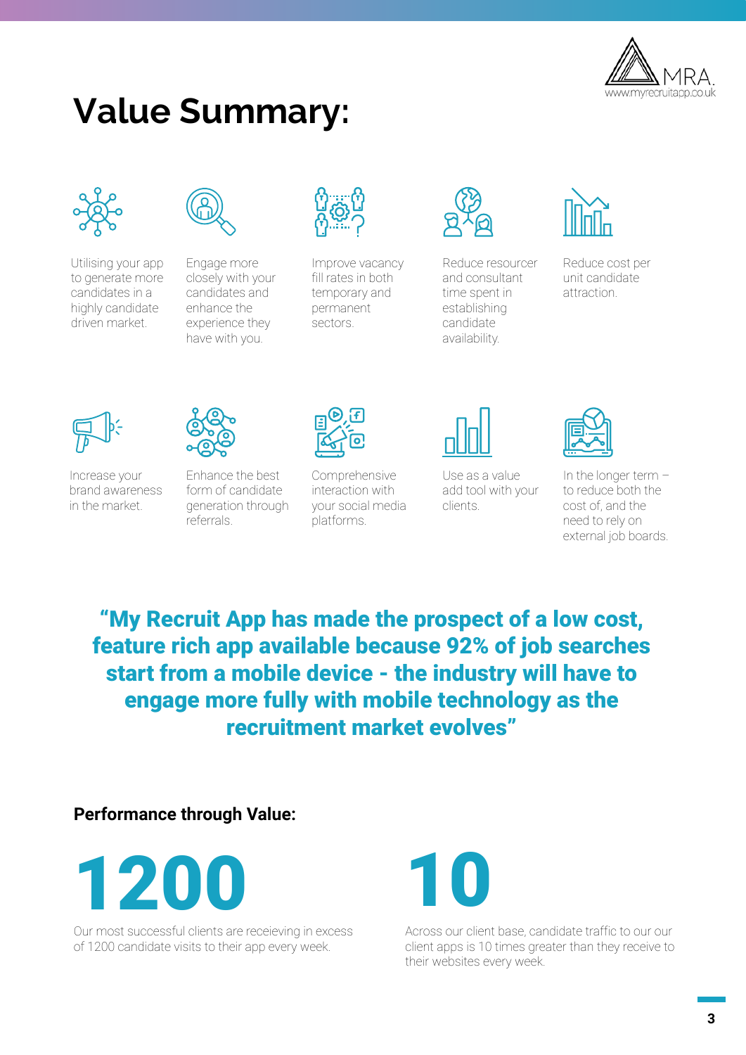# Value Summary:

- Utilising your app to generate more candidates in a highly candidate driven market.
- Engage more closely with your candidates and enhance the experience they have with you.
- Improve vacancy fill rates in both temporary and permanent sectors.
- Reduce resourcer and consultant time spent in establishing candidate availability.
- Reduce cost per unit candidate attraction.
- Increase your brand awareness in the market.
- Enhance the best form of candidate generation through referrals.
- Comprehensive interaction with your social media platforms.
- Use as a value add tool with your clients.
- In the longer term – to reduce both the cost of, and the need to rely on external job boards.

**"My Recruit App has made the prospect of a low cost, feature rich app available because 92% of job searches start from a mobile device - the industry will have to engage more fully with mobile technology as the recruitment market evolves"**

### Performance through Value:

**1200**

Our most successful clients are receieving in excess of 1200 candidate visits to their app every week.

**10**

Across our client base, candidate traffic to our our client apps is 10 times greater than they receive to their websites every week.